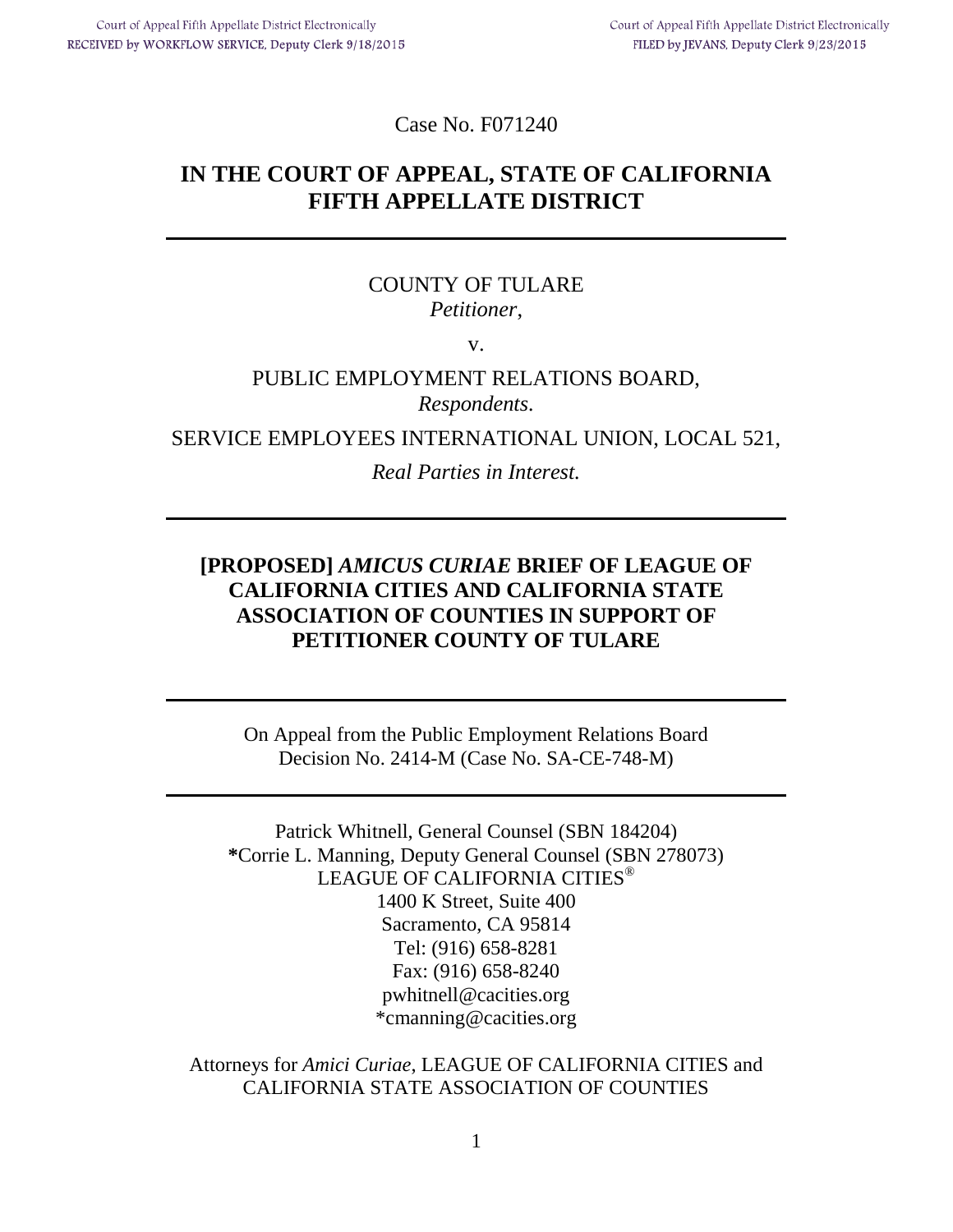Court of Appeal Fifth Appellate District Electronically RECEIVED by WORKFLOW SERVICE, Deputy Clerk 9/18/2015

Court of Appeal Fifth Appellate District Electronically FILED by JEVANS, Deputy Clerk 9/23/2015

Case No. F071240

# IN THE COURT OF APPEAL, STATE OF CALIFORNIA FIFTH APPELLATE DISTRICT

---

COUNTY OF TULARE
*Petitioner*,

v.

PUBLIC EMPLOYMENT RELATIONS BOARD,
*Respondents.*

SERVICE EMPLOYEES INTERNATIONAL UNION, LOCAL 521,

*Real Parties in Interest.*

---

## [PROPOSED] *AMICUS CURIAE* BRIEF OF LEAGUE OF CALIFORNIA CITIES AND CALIFORNIA STATE ASSOCIATION OF COUNTIES IN SUPPORT OF PETITIONER COUNTY OF TULARE

---

On Appeal from the Public Employment Relations Board
Decision No. 2414-M (Case No. SA-CE-748-M)

---

Patrick Whitnell, General Counsel (SBN 184204)
**\***Corrie L. Manning, Deputy General Counsel (SBN 278073)
LEAGUE OF CALIFORNIA CITIES®
1400 K Street, Suite 400
Sacramento, CA 95814
Tel: (916) 658-8281
Fax: (916) 658-8240
pwhitnell@cacities.org
*cmanning@cacities.org

Attorneys for *Amici Curiae*, LEAGUE OF CALIFORNIA CITIES and CALIFORNIA STATE ASSOCIATION OF COUNTIES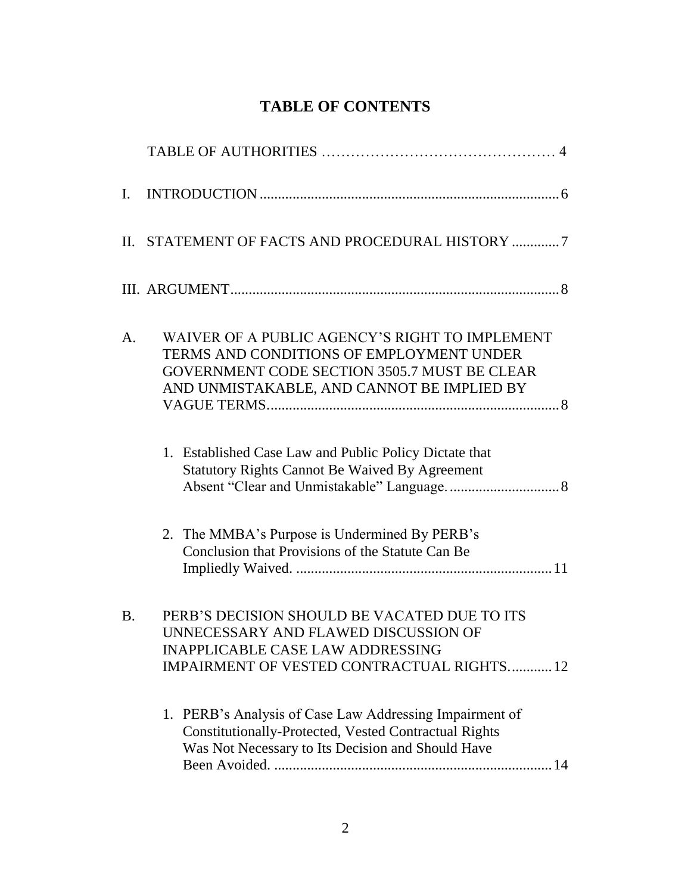# TABLE OF CONTENTS

TABLE OF AUTHORITIES ............................................ 4

I. INTRODUCTION ............................................ 6

II. STATEMENT OF FACTS AND PROCEDURAL HISTORY ............ 7

III. ARGUMENT ............................................ 8

A. WAIVER OF A PUBLIC AGENCY'S RIGHT TO IMPLEMENT TERMS AND CONDITIONS OF EMPLOYMENT UNDER GOVERNMENT CODE SECTION 3505.7 MUST BE CLEAR AND UNMISTAKABLE, AND CANNOT BE IMPLIED BY VAGUE TERMS ............................................ 8

1. Established Case Law and Public Policy Dictate that Statutory Rights Cannot Be Waived By Agreement Absent "Clear and Unmistakable" Language. ............ 8

2. The MMBA's Purpose is Undermined By PERB's Conclusion that Provisions of the Statute Can Be Impliedly Waived. ............................................ 11

B. PERB'S DECISION SHOULD BE VACATED DUE TO ITS UNNECESSARY AND FLAWED DISCUSSION OF INAPPLICABLE CASE LAW ADDRESSING IMPAIRMENT OF VESTED CONTRACTUAL RIGHTS. ........... 12

1. PERB's Analysis of Case Law Addressing Impairment of Constitutionally-Protected, Vested Contractual Rights Was Not Necessary to Its Decision and Should Have Been Avoided. ............................................ 14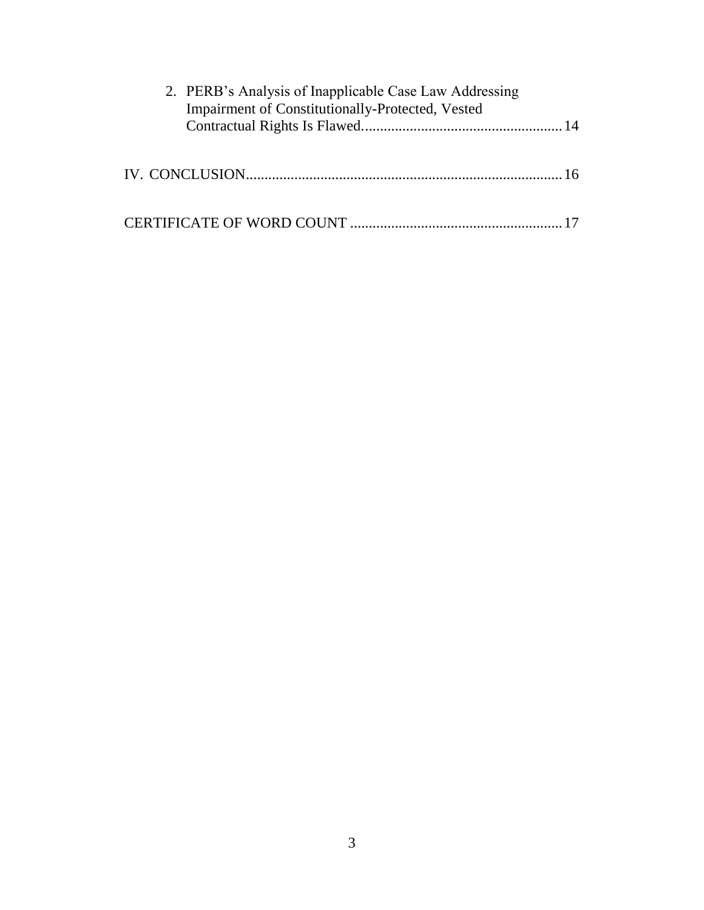2. PERB's Analysis of Inapplicable Case Law Addressing Impairment of Constitutionally-Protected, Vested Contractual Rights Is Flawed...................................................... 14

IV. CONCLUSION..................................................................................... 16

CERTIFICATE OF WORD COUNT ......................................................... 17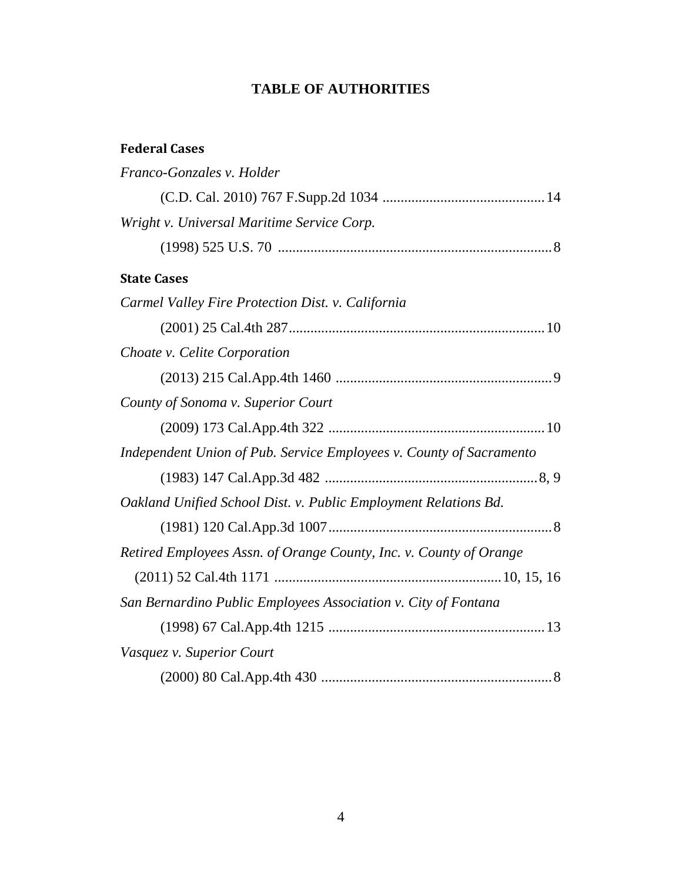# TABLE OF AUTHORITIES

**Federal Cases**

*Franco-Gonzales v. Holder*

(C.D. Cal. 2010) 767 F.Supp.2d 1034 ............................................ 14

*Wright v. Universal Maritime Service Corp.*

(1998) 525 U.S. 70 ........................................................................... 8

**State Cases**

*Carmel Valley Fire Protection Dist. v. California*

(2001) 25 Cal.4th 287....................................................................... 10

*Choate v. Celite Corporation*

(2013) 215 Cal.App.4th 1460 ........................................................... 9

*County of Sonoma v. Superior Court*

(2009) 173 Cal.App.4th 322 ............................................................ 10

*Independent Union of Pub. Service Employees v. County of Sacramento*

(1983) 147 Cal.App.3d 482 ........................................................... 8, 9

*Oakland Unified School Dist. v. Public Employment Relations Bd.*

(1981) 120 Cal.App.3d 1007............................................................. 8

*Retired Employees Assn. of Orange County, Inc. v. County of Orange*

(2011) 52 Cal.4th 1171 .............................................................. 10, 15, 16

*San Bernardino Public Employees Association v. City of Fontana*

(1998) 67 Cal.App.4th 1215 ............................................................ 13

*Vasquez v. Superior Court*

(2000) 80 Cal.App.4th 430 ................................................................ 8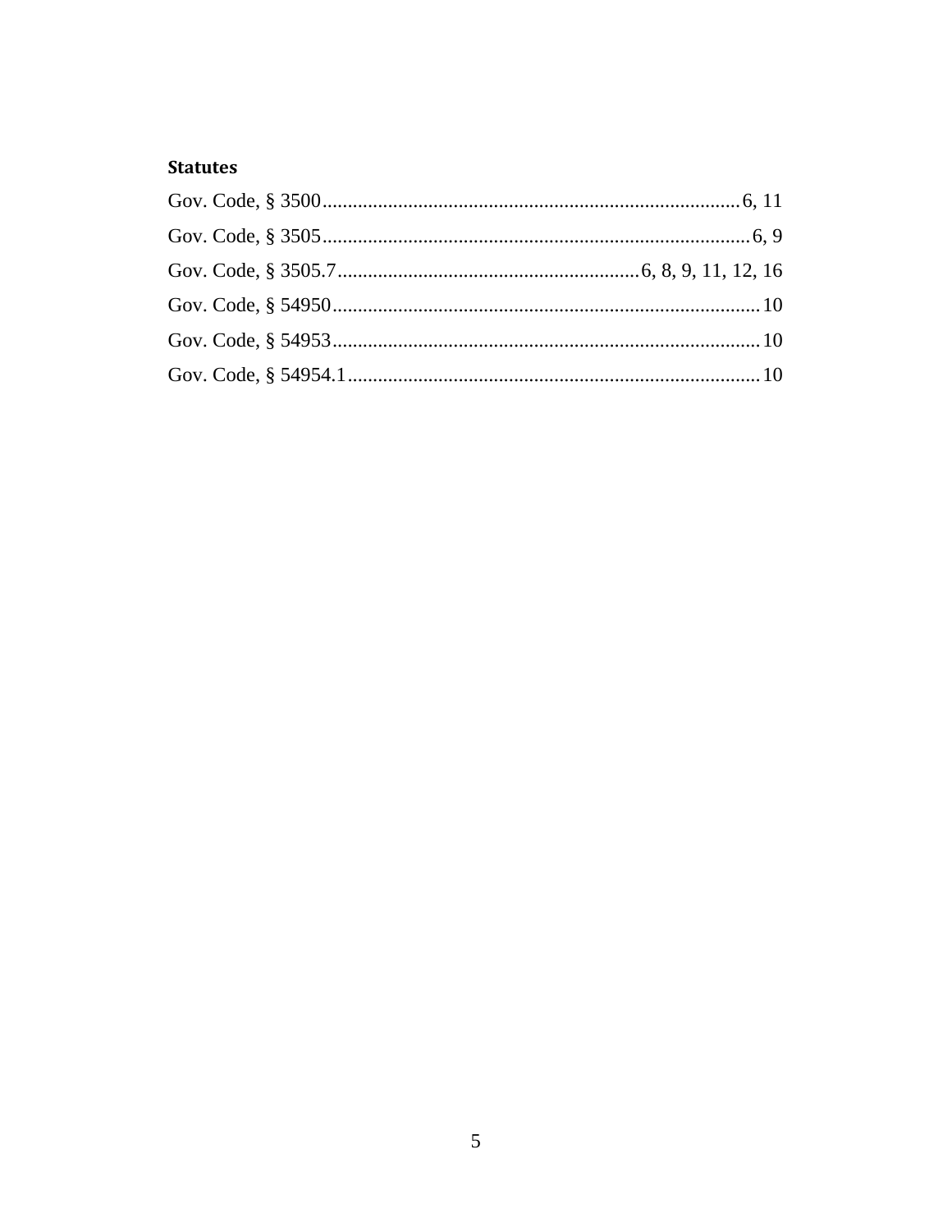**Statutes**

Gov. Code, § 3500 .......... 6, 11

Gov. Code, § 3505 .......... 6, 9

Gov. Code, § 3505.7 .......... 6, 8, 9, 11, 12, 16

Gov. Code, § 54950 .......... 10

Gov. Code, § 54953 .......... 10

Gov. Code, § 54954.1 .......... 10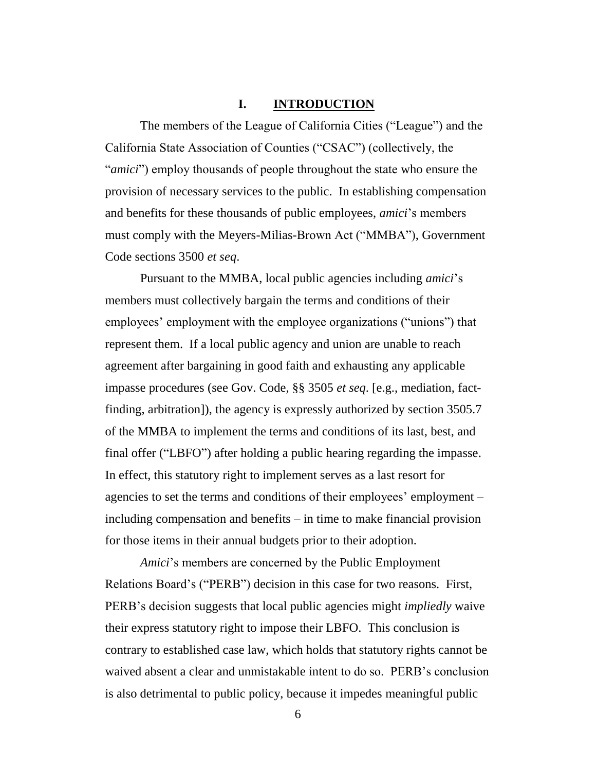# I. INTRODUCTION

The members of the League of California Cities ("League") and the California State Association of Counties ("CSAC") (collectively, the "*amici*") employ thousands of people throughout the state who ensure the provision of necessary services to the public. In establishing compensation and benefits for these thousands of public employees, *amici*'s members must comply with the Meyers-Milias-Brown Act ("MMBA"), Government Code sections 3500 *et seq.*

Pursuant to the MMBA, local public agencies including *amici*'s members must collectively bargain the terms and conditions of their employees' employment with the employee organizations ("unions") that represent them. If a local public agency and union are unable to reach agreement after bargaining in good faith and exhausting any applicable impasse procedures (see Gov. Code, §§ 3505 *et seq*. [e.g., mediation, fact-finding, arbitration]), the agency is expressly authorized by section 3505.7 of the MMBA to implement the terms and conditions of its last, best, and final offer ("LBFO") after holding a public hearing regarding the impasse. In effect, this statutory right to implement serves as a last resort for agencies to set the terms and conditions of their employees' employment – including compensation and benefits – in time to make financial provision for those items in their annual budgets prior to their adoption.

*Amici*'s members are concerned by the Public Employment Relations Board's ("PERB") decision in this case for two reasons. First, PERB's decision suggests that local public agencies might *impliedly* waive their express statutory right to impose their LBFO. This conclusion is contrary to established case law, which holds that statutory rights cannot be waived absent a clear and unmistakable intent to do so. PERB's conclusion is also detrimental to public policy, because it impedes meaningful public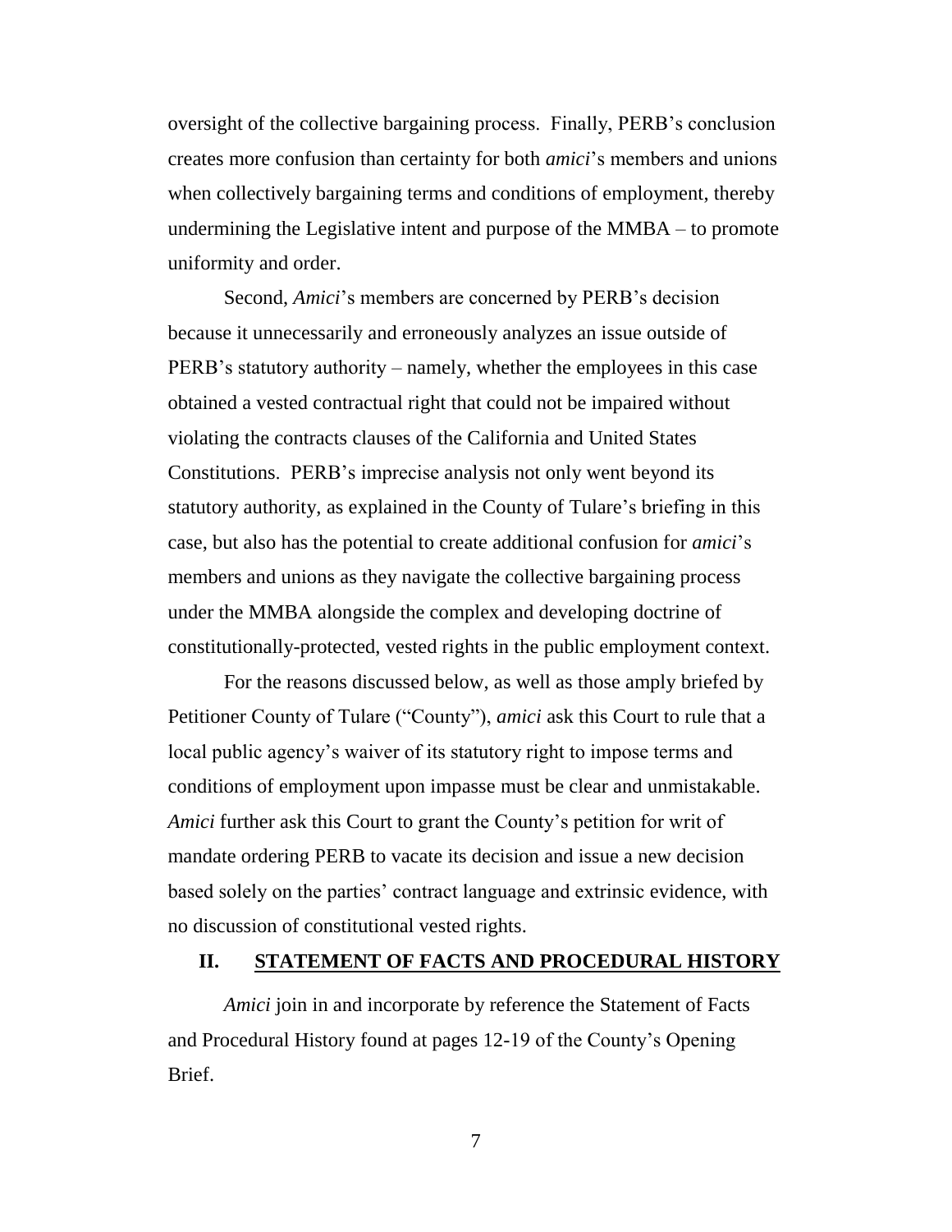oversight of the collective bargaining process. Finally, PERB's conclusion creates more confusion than certainty for both *amici*'s members and unions when collectively bargaining terms and conditions of employment, thereby undermining the Legislative intent and purpose of the MMBA – to promote uniformity and order.

Second, *Amici*'s members are concerned by PERB's decision because it unnecessarily and erroneously analyzes an issue outside of PERB's statutory authority – namely, whether the employees in this case obtained a vested contractual right that could not be impaired without violating the contracts clauses of the California and United States Constitutions. PERB's imprecise analysis not only went beyond its statutory authority, as explained in the County of Tulare's briefing in this case, but also has the potential to create additional confusion for *amici*'s members and unions as they navigate the collective bargaining process under the MMBA alongside the complex and developing doctrine of constitutionally-protected, vested rights in the public employment context.

For the reasons discussed below, as well as those amply briefed by Petitioner County of Tulare ("County"), *amici* ask this Court to rule that a local public agency's waiver of its statutory right to impose terms and conditions of employment upon impasse must be clear and unmistakable. *Amici* further ask this Court to grant the County's petition for writ of mandate ordering PERB to vacate its decision and issue a new decision based solely on the parties' contract language and extrinsic evidence, with no discussion of constitutional vested rights.

## II. STATEMENT OF FACTS AND PROCEDURAL HISTORY

*Amici* join in and incorporate by reference the Statement of Facts and Procedural History found at pages 12-19 of the County's Opening Brief.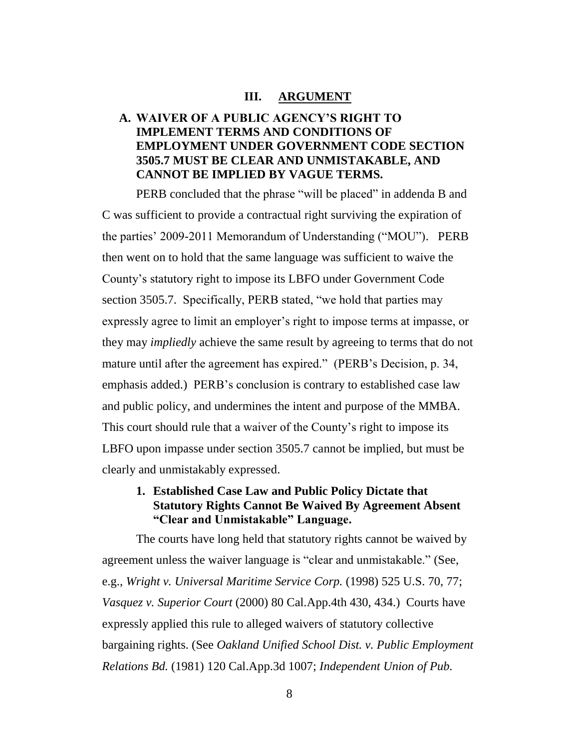# III. ARGUMENT

## A. WAIVER OF A PUBLIC AGENCY'S RIGHT TO IMPLEMENT TERMS AND CONDITIONS OF EMPLOYMENT UNDER GOVERNMENT CODE SECTION 3505.7 MUST BE CLEAR AND UNMISTAKABLE, AND CANNOT BE IMPLIED BY VAGUE TERMS.

PERB concluded that the phrase "will be placed" in addenda B and C was sufficient to provide a contractual right surviving the expiration of the parties' 2009-2011 Memorandum of Understanding ("MOU"). PERB then went on to hold that the same language was sufficient to waive the County's statutory right to impose its LBFO under Government Code section 3505.7. Specifically, PERB stated, "we hold that parties may expressly agree to limit an employer's right to impose terms at impasse, or they may *impliedly* achieve the same result by agreeing to terms that do not mature until after the agreement has expired." (PERB's Decision, p. 34, emphasis added.) PERB's conclusion is contrary to established case law and public policy, and undermines the intent and purpose of the MMBA. This court should rule that a waiver of the County's right to impose its LBFO upon impasse under section 3505.7 cannot be implied, but must be clearly and unmistakably expressed.

### 1. Established Case Law and Public Policy Dictate that Statutory Rights Cannot Be Waived By Agreement Absent "Clear and Unmistakable" Language.

The courts have long held that statutory rights cannot be waived by agreement unless the waiver language is "clear and unmistakable." (See, e.g., *Wright v. Universal Maritime Service Corp.* (1998) 525 U.S. 70, 77; *Vasquez v. Superior Court* (2000) 80 Cal.App.4th 430, 434.) Courts have expressly applied this rule to alleged waivers of statutory collective bargaining rights. (See *Oakland Unified School Dist. v. Public Employment Relations Bd.* (1981) 120 Cal.App.3d 1007; *Independent Union of Pub.*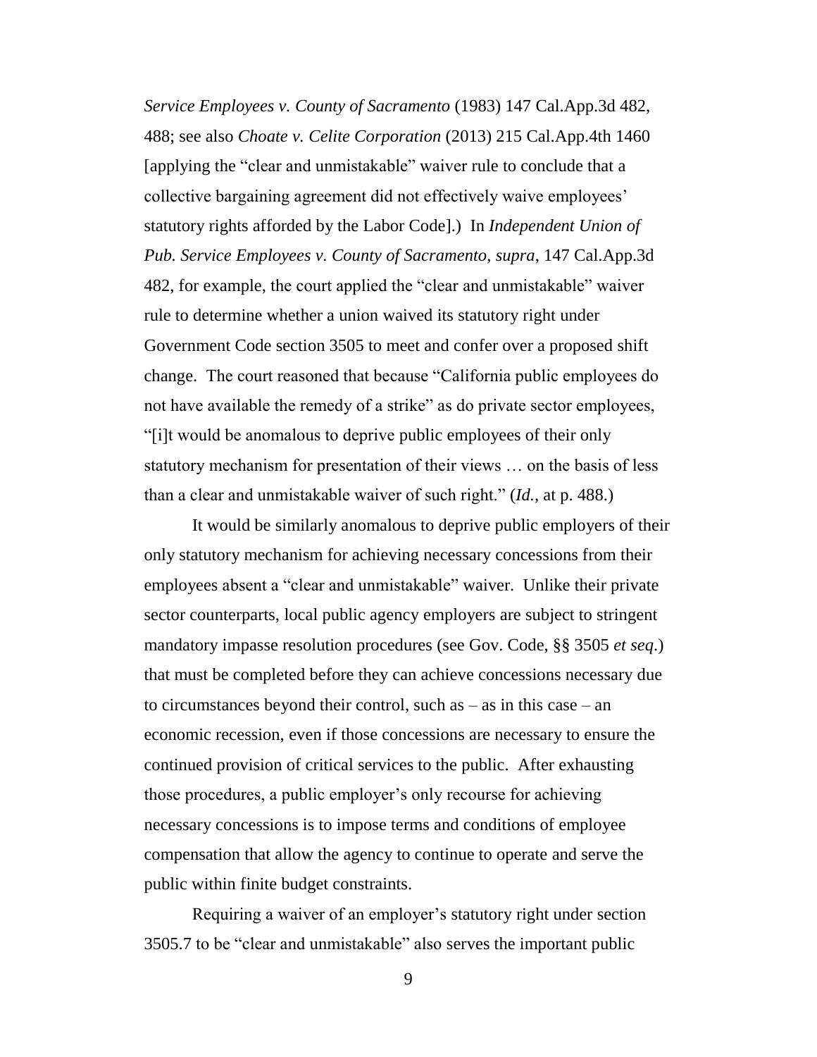*Service Employees v. County of Sacramento* (1983) 147 Cal.App.3d 482, 488; see also *Choate v. Celite Corporation* (2013) 215 Cal.App.4th 1460 [applying the "clear and unmistakable" waiver rule to conclude that a collective bargaining agreement did not effectively waive employees' statutory rights afforded by the Labor Code].) In *Independent Union of Pub. Service Employees v. County of Sacramento*, *supra*, 147 Cal.App.3d 482, for example, the court applied the "clear and unmistakable" waiver rule to determine whether a union waived its statutory right under Government Code section 3505 to meet and confer over a proposed shift change. The court reasoned that because "California public employees do not have available the remedy of a strike" as do private sector employees, "[i]t would be anomalous to deprive public employees of their only statutory mechanism for presentation of their views … on the basis of less than a clear and unmistakable waiver of such right." (*Id.*, at p. 488.)

It would be similarly anomalous to deprive public employers of their only statutory mechanism for achieving necessary concessions from their employees absent a "clear and unmistakable" waiver. Unlike their private sector counterparts, local public agency employers are subject to stringent mandatory impasse resolution procedures (see Gov. Code, §§ 3505 *et seq*.) that must be completed before they can achieve concessions necessary due to circumstances beyond their control, such as – as in this case – an economic recession, even if those concessions are necessary to ensure the continued provision of critical services to the public. After exhausting those procedures, a public employer's only recourse for achieving necessary concessions is to impose terms and conditions of employee compensation that allow the agency to continue to operate and serve the public within finite budget constraints.

Requiring a waiver of an employer's statutory right under section 3505.7 to be "clear and unmistakable" also serves the important public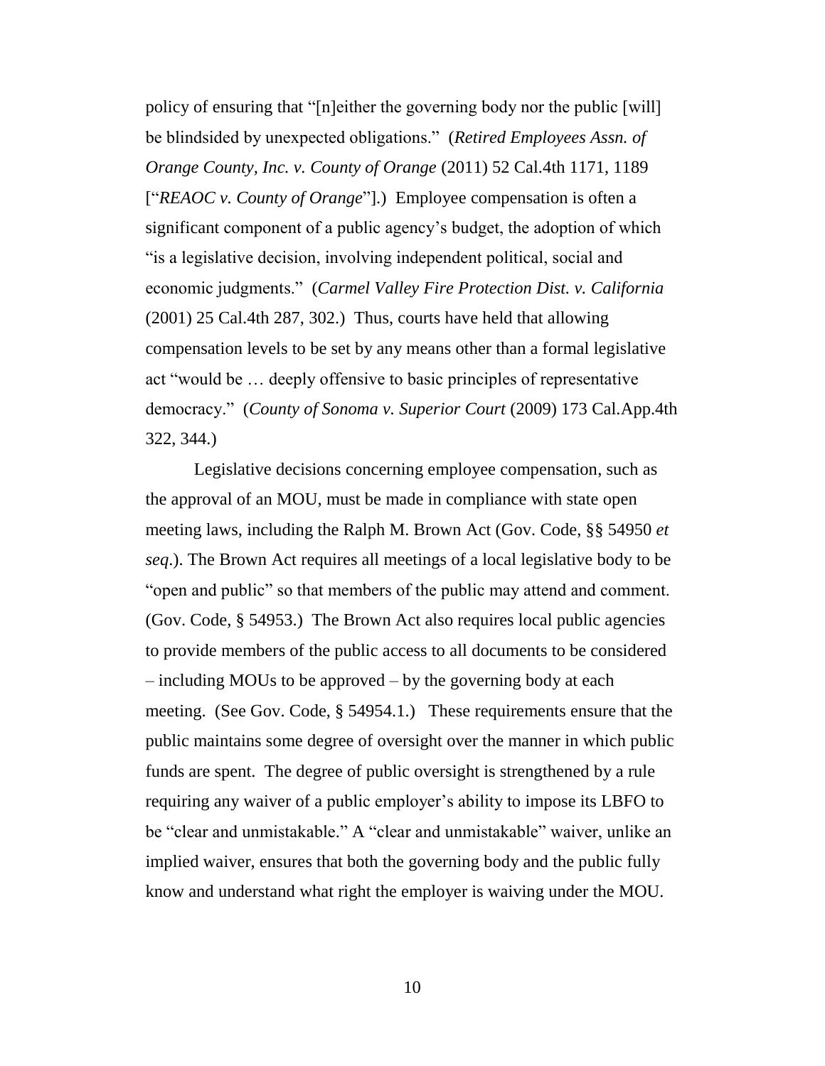policy of ensuring that "[n]either the governing body nor the public [will] be blindsided by unexpected obligations." (*Retired Employees Assn. of Orange County, Inc. v. County of Orange* (2011) 52 Cal.4th 1171, 1189 ["*REAOC v. County of Orange*"].) Employee compensation is often a significant component of a public agency's budget, the adoption of which "is a legislative decision, involving independent political, social and economic judgments." (*Carmel Valley Fire Protection Dist. v. California* (2001) 25 Cal.4th 287, 302.) Thus, courts have held that allowing compensation levels to be set by any means other than a formal legislative act "would be … deeply offensive to basic principles of representative democracy." (*County of Sonoma v. Superior Court* (2009) 173 Cal.App.4th 322, 344.)

Legislative decisions concerning employee compensation, such as the approval of an MOU, must be made in compliance with state open meeting laws, including the Ralph M. Brown Act (Gov. Code, §§ 54950 *et seq*.). The Brown Act requires all meetings of a local legislative body to be "open and public" so that members of the public may attend and comment. (Gov. Code, § 54953.) The Brown Act also requires local public agencies to provide members of the public access to all documents to be considered – including MOUs to be approved – by the governing body at each meeting. (See Gov. Code, § 54954.1.) These requirements ensure that the public maintains some degree of oversight over the manner in which public funds are spent. The degree of public oversight is strengthened by a rule requiring any waiver of a public employer's ability to impose its LBFO to be "clear and unmistakable." A "clear and unmistakable" waiver, unlike an implied waiver, ensures that both the governing body and the public fully know and understand what right the employer is waiving under the MOU.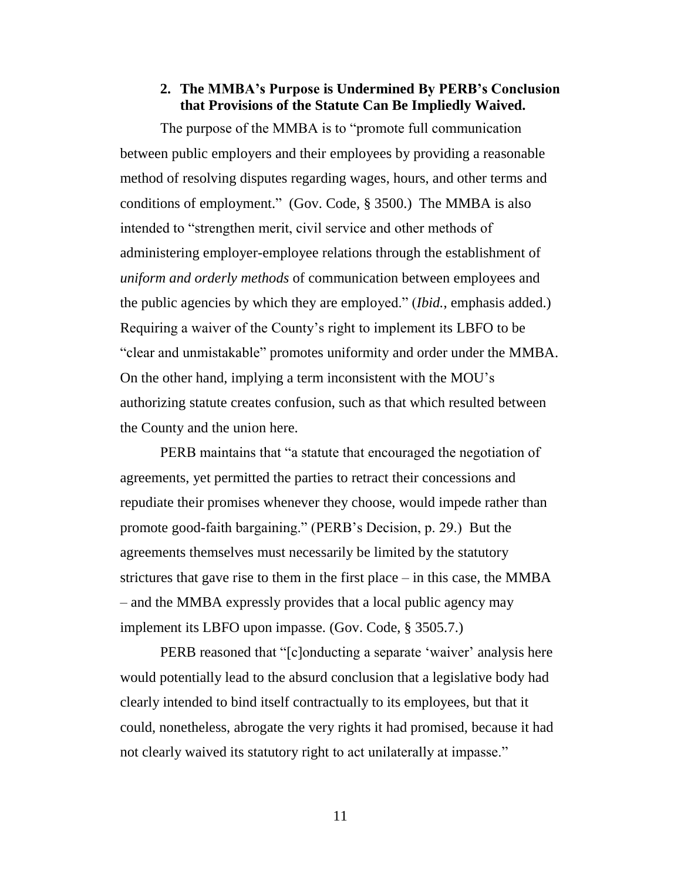### 2. The MMBA's Purpose is Undermined By PERB's Conclusion that Provisions of the Statute Can Be Impliedly Waived.

The purpose of the MMBA is to "promote full communication between public employers and their employees by providing a reasonable method of resolving disputes regarding wages, hours, and other terms and conditions of employment." (Gov. Code, § 3500.) The MMBA is also intended to "strengthen merit, civil service and other methods of administering employer-employee relations through the establishment of *uniform and orderly methods* of communication between employees and the public agencies by which they are employed." (*Ibid.*, emphasis added.) Requiring a waiver of the County's right to implement its LBFO to be "clear and unmistakable" promotes uniformity and order under the MMBA. On the other hand, implying a term inconsistent with the MOU's authorizing statute creates confusion, such as that which resulted between the County and the union here.

PERB maintains that "a statute that encouraged the negotiation of agreements, yet permitted the parties to retract their concessions and repudiate their promises whenever they choose, would impede rather than promote good-faith bargaining." (PERB's Decision, p. 29.) But the agreements themselves must necessarily be limited by the statutory strictures that gave rise to them in the first place – in this case, the MMBA – and the MMBA expressly provides that a local public agency may implement its LBFO upon impasse. (Gov. Code, § 3505.7.)

PERB reasoned that "[c]onducting a separate 'waiver' analysis here would potentially lead to the absurd conclusion that a legislative body had clearly intended to bind itself contractually to its employees, but that it could, nonetheless, abrogate the very rights it had promised, because it had not clearly waived its statutory right to act unilaterally at impasse."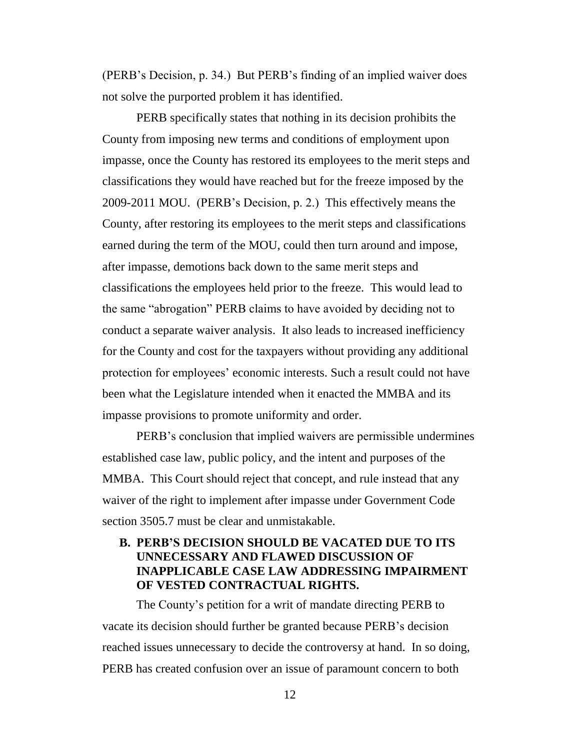(PERB's Decision, p. 34.) But PERB's finding of an implied waiver does not solve the purported problem it has identified.

PERB specifically states that nothing in its decision prohibits the County from imposing new terms and conditions of employment upon impasse, once the County has restored its employees to the merit steps and classifications they would have reached but for the freeze imposed by the 2009-2011 MOU. (PERB's Decision, p. 2.) This effectively means the County, after restoring its employees to the merit steps and classifications earned during the term of the MOU, could then turn around and impose, after impasse, demotions back down to the same merit steps and classifications the employees held prior to the freeze. This would lead to the same "abrogation" PERB claims to have avoided by deciding not to conduct a separate waiver analysis. It also leads to increased inefficiency for the County and cost for the taxpayers without providing any additional protection for employees' economic interests. Such a result could not have been what the Legislature intended when it enacted the MMBA and its impasse provisions to promote uniformity and order.

PERB's conclusion that implied waivers are permissible undermines established case law, public policy, and the intent and purposes of the MMBA. This Court should reject that concept, and rule instead that any waiver of the right to implement after impasse under Government Code section 3505.7 must be clear and unmistakable.

### B. PERB'S DECISION SHOULD BE VACATED DUE TO ITS UNNECESSARY AND FLAWED DISCUSSION OF INAPPLICABLE CASE LAW ADDRESSING IMPAIRMENT OF VESTED CONTRACTUAL RIGHTS.

The County's petition for a writ of mandate directing PERB to vacate its decision should further be granted because PERB's decision reached issues unnecessary to decide the controversy at hand. In so doing, PERB has created confusion over an issue of paramount concern to both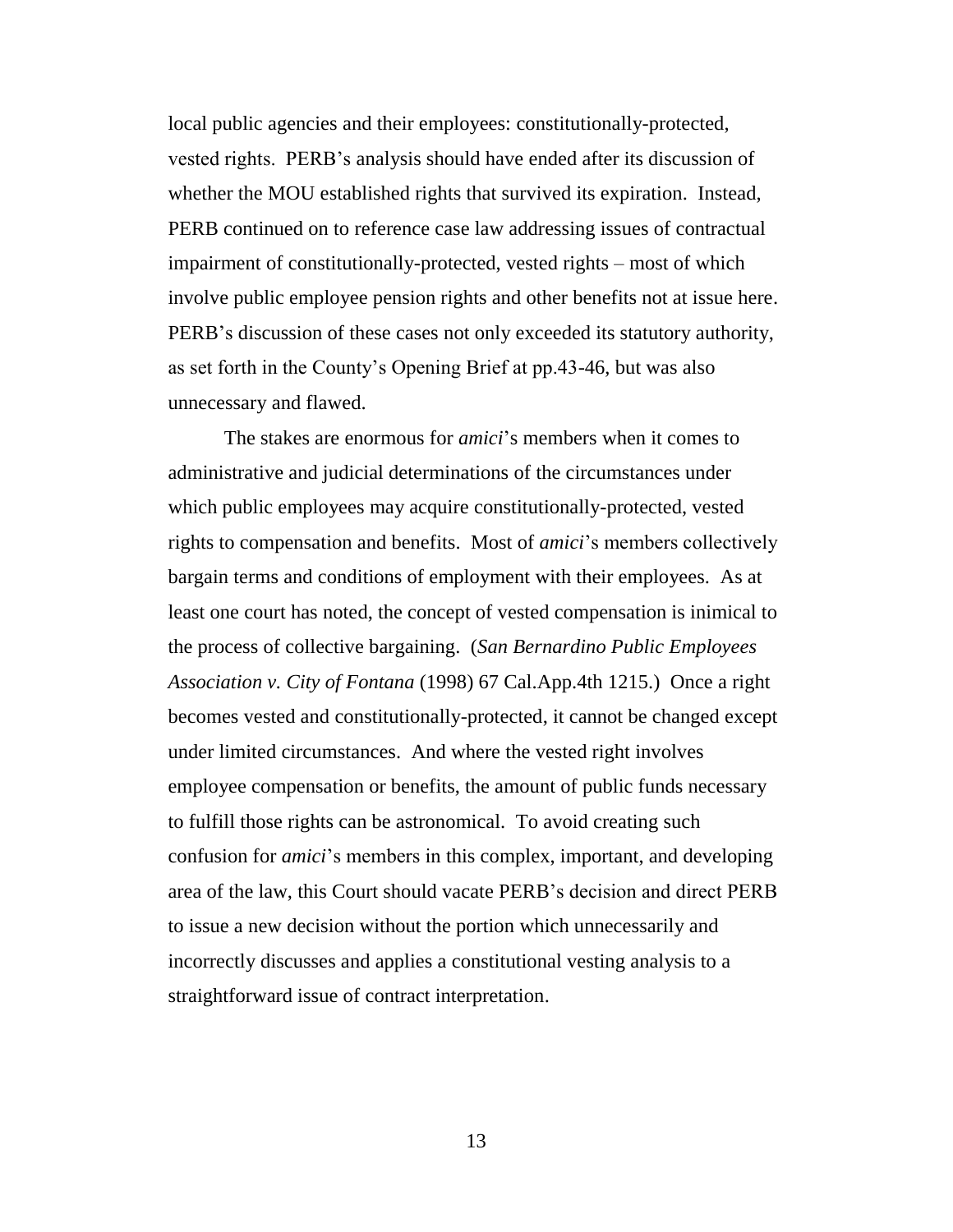local public agencies and their employees: constitutionally-protected, vested rights. PERB's analysis should have ended after its discussion of whether the MOU established rights that survived its expiration. Instead, PERB continued on to reference case law addressing issues of contractual impairment of constitutionally-protected, vested rights – most of which involve public employee pension rights and other benefits not at issue here. PERB's discussion of these cases not only exceeded its statutory authority, as set forth in the County's Opening Brief at pp.43-46, but was also unnecessary and flawed.

The stakes are enormous for *amici*'s members when it comes to administrative and judicial determinations of the circumstances under which public employees may acquire constitutionally-protected, vested rights to compensation and benefits. Most of *amici*'s members collectively bargain terms and conditions of employment with their employees. As at least one court has noted, the concept of vested compensation is inimical to the process of collective bargaining. (*San Bernardino Public Employees Association v. City of Fontana* (1998) 67 Cal.App.4th 1215.) Once a right becomes vested and constitutionally-protected, it cannot be changed except under limited circumstances. And where the vested right involves employee compensation or benefits, the amount of public funds necessary to fulfill those rights can be astronomical. To avoid creating such confusion for *amici*'s members in this complex, important, and developing area of the law, this Court should vacate PERB's decision and direct PERB to issue a new decision without the portion which unnecessarily and incorrectly discusses and applies a constitutional vesting analysis to a straightforward issue of contract interpretation.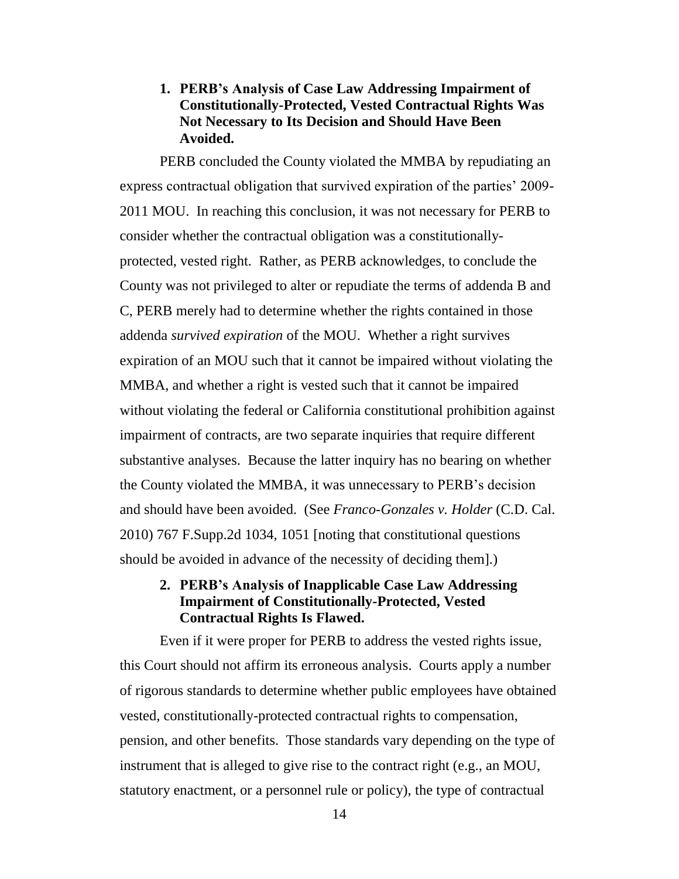### 1. PERB's Analysis of Case Law Addressing Impairment of Constitutionally-Protected, Vested Contractual Rights Was Not Necessary to Its Decision and Should Have Been Avoided.

PERB concluded the County violated the MMBA by repudiating an express contractual obligation that survived expiration of the parties' 2009-2011 MOU. In reaching this conclusion, it was not necessary for PERB to consider whether the contractual obligation was a constitutionally-protected, vested right. Rather, as PERB acknowledges, to conclude the County was not privileged to alter or repudiate the terms of addenda B and C, PERB merely had to determine whether the rights contained in those addenda *survived expiration* of the MOU. Whether a right survives expiration of an MOU such that it cannot be impaired without violating the MMBA, and whether a right is vested such that it cannot be impaired without violating the federal or California constitutional prohibition against impairment of contracts, are two separate inquiries that require different substantive analyses. Because the latter inquiry has no bearing on whether the County violated the MMBA, it was unnecessary to PERB's decision and should have been avoided. (See *Franco-Gonzales v. Holder* (C.D. Cal. 2010) 767 F.Supp.2d 1034, 1051 [noting that constitutional questions should be avoided in advance of the necessity of deciding them].)

### 2. PERB's Analysis of Inapplicable Case Law Addressing Impairment of Constitutionally-Protected, Vested Contractual Rights Is Flawed.

Even if it were proper for PERB to address the vested rights issue, this Court should not affirm its erroneous analysis. Courts apply a number of rigorous standards to determine whether public employees have obtained vested, constitutionally-protected contractual rights to compensation, pension, and other benefits. Those standards vary depending on the type of instrument that is alleged to give rise to the contract right (e.g., an MOU, statutory enactment, or a personnel rule or policy), the type of contractual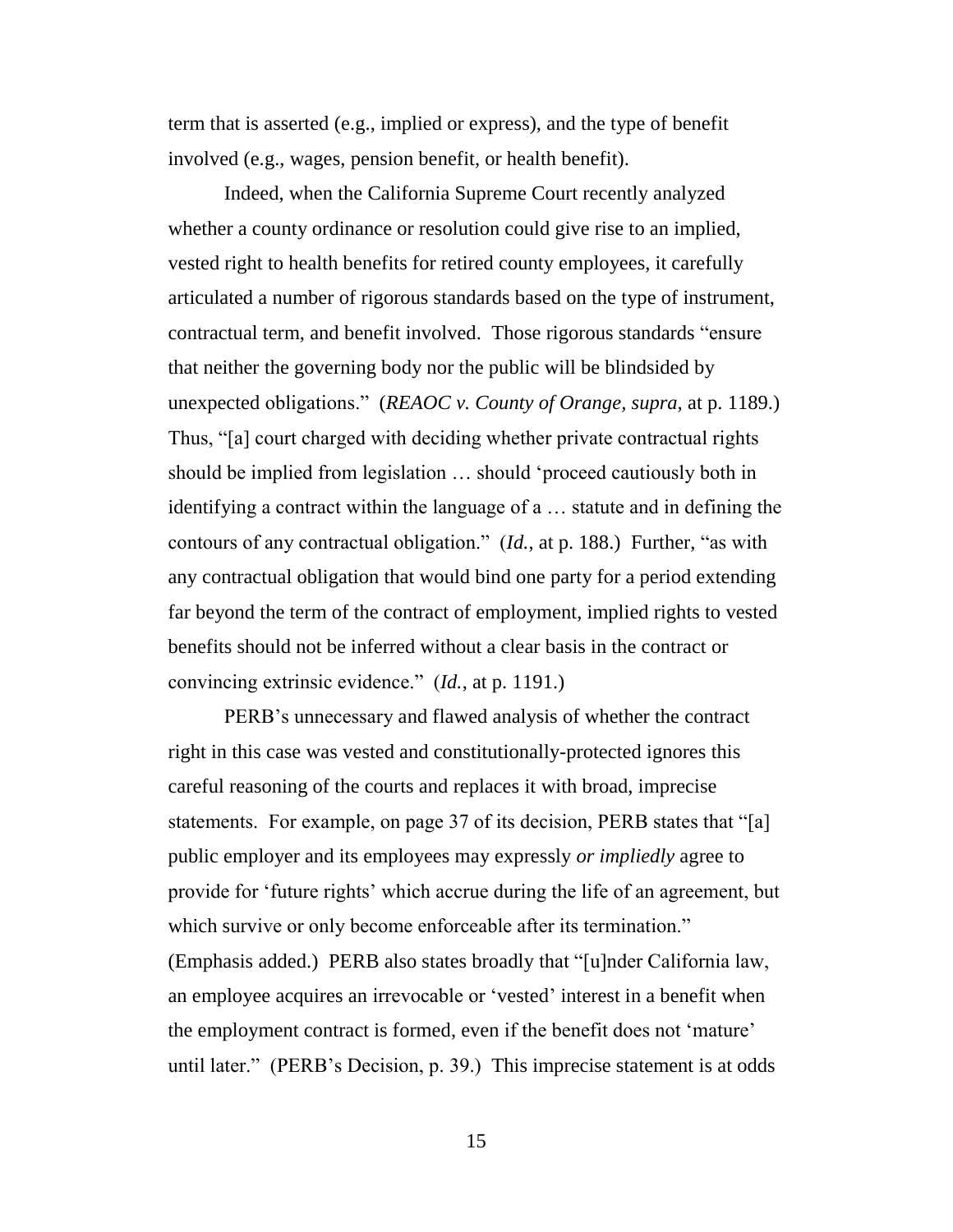term that is asserted (e.g., implied or express), and the type of benefit involved (e.g., wages, pension benefit, or health benefit).

Indeed, when the California Supreme Court recently analyzed whether a county ordinance or resolution could give rise to an implied, vested right to health benefits for retired county employees, it carefully articulated a number of rigorous standards based on the type of instrument, contractual term, and benefit involved. Those rigorous standards "ensure that neither the governing body nor the public will be blindsided by unexpected obligations." (*REAOC v. County of Orange, supra,* at p. 1189.) Thus, "[a] court charged with deciding whether private contractual rights should be implied from legislation … should 'proceed cautiously both in identifying a contract within the language of a … statute and in defining the contours of any contractual obligation." (*Id.*, at p. 188.) Further, "as with any contractual obligation that would bind one party for a period extending far beyond the term of the contract of employment, implied rights to vested benefits should not be inferred without a clear basis in the contract or convincing extrinsic evidence." (*Id.*, at p. 1191.)

PERB's unnecessary and flawed analysis of whether the contract right in this case was vested and constitutionally-protected ignores this careful reasoning of the courts and replaces it with broad, imprecise statements. For example, on page 37 of its decision, PERB states that "[a] public employer and its employees may expressly *or impliedly* agree to provide for 'future rights' which accrue during the life of an agreement, but which survive or only become enforceable after its termination." (Emphasis added.) PERB also states broadly that "[u]nder California law, an employee acquires an irrevocable or 'vested' interest in a benefit when the employment contract is formed, even if the benefit does not 'mature' until later." (PERB's Decision, p. 39.) This imprecise statement is at odds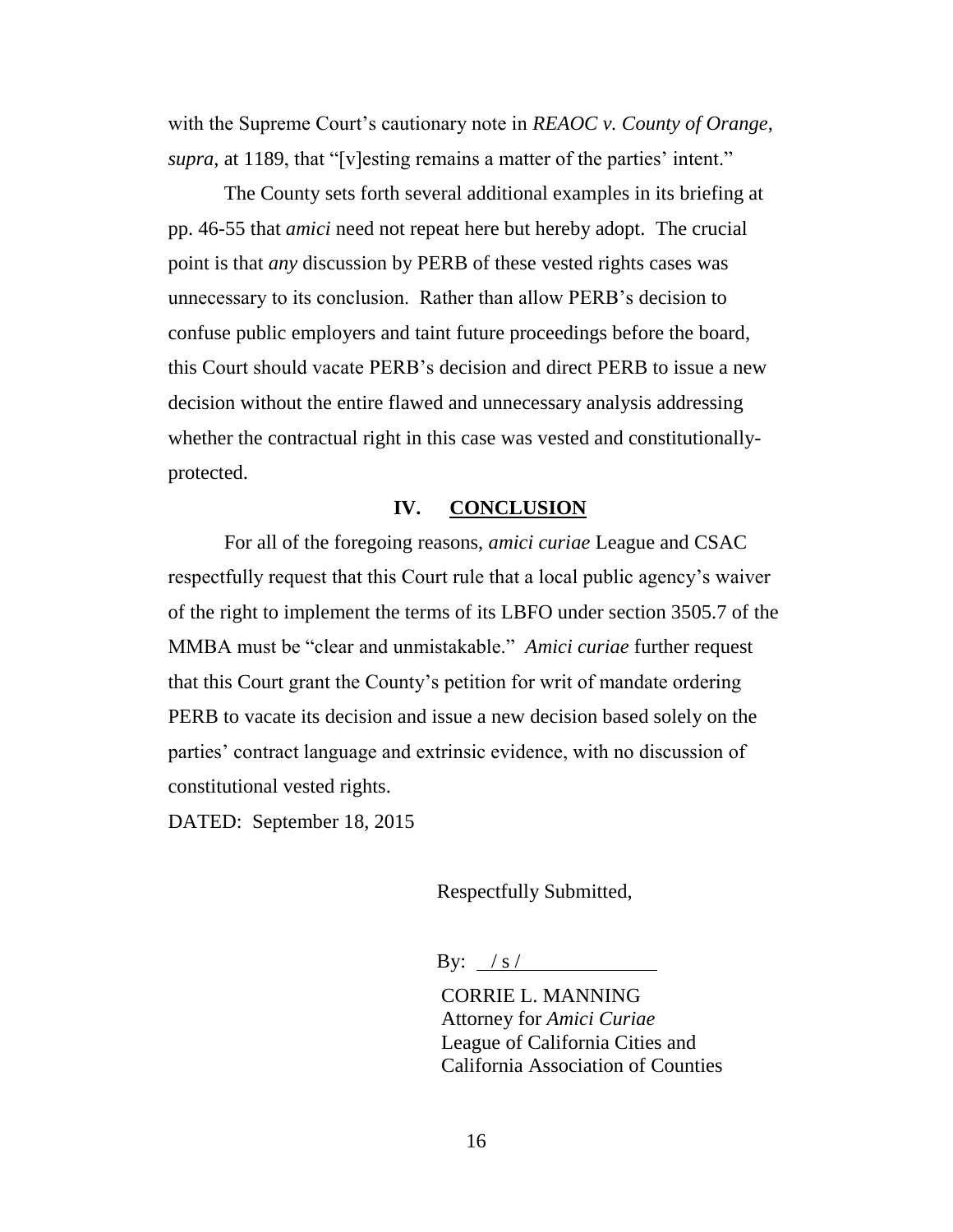with the Supreme Court's cautionary note in *REAOC v. County of Orange*, *supra*, at 1189, that "[v]esting remains a matter of the parties' intent."

The County sets forth several additional examples in its briefing at pp. 46-55 that *amici* need not repeat here but hereby adopt. The crucial point is that *any* discussion by PERB of these vested rights cases was unnecessary to its conclusion. Rather than allow PERB's decision to confuse public employers and taint future proceedings before the board, this Court should vacate PERB's decision and direct PERB to issue a new decision without the entire flawed and unnecessary analysis addressing whether the contractual right in this case was vested and constitutionally-protected.

## IV. CONCLUSION

For all of the foregoing reasons, *amici curiae* League and CSAC respectfully request that this Court rule that a local public agency's waiver of the right to implement the terms of its LBFO under section 3505.7 of the MMBA must be "clear and unmistakable." *Amici curiae* further request that this Court grant the County's petition for writ of mandate ordering PERB to vacate its decision and issue a new decision based solely on the parties' contract language and extrinsic evidence, with no discussion of constitutional vested rights.

DATED: September 18, 2015

Respectfully Submitted,

By: / s /

CORRIE L. MANNING
Attorney for *Amici Curiae*
League of California Cities and
California Association of Counties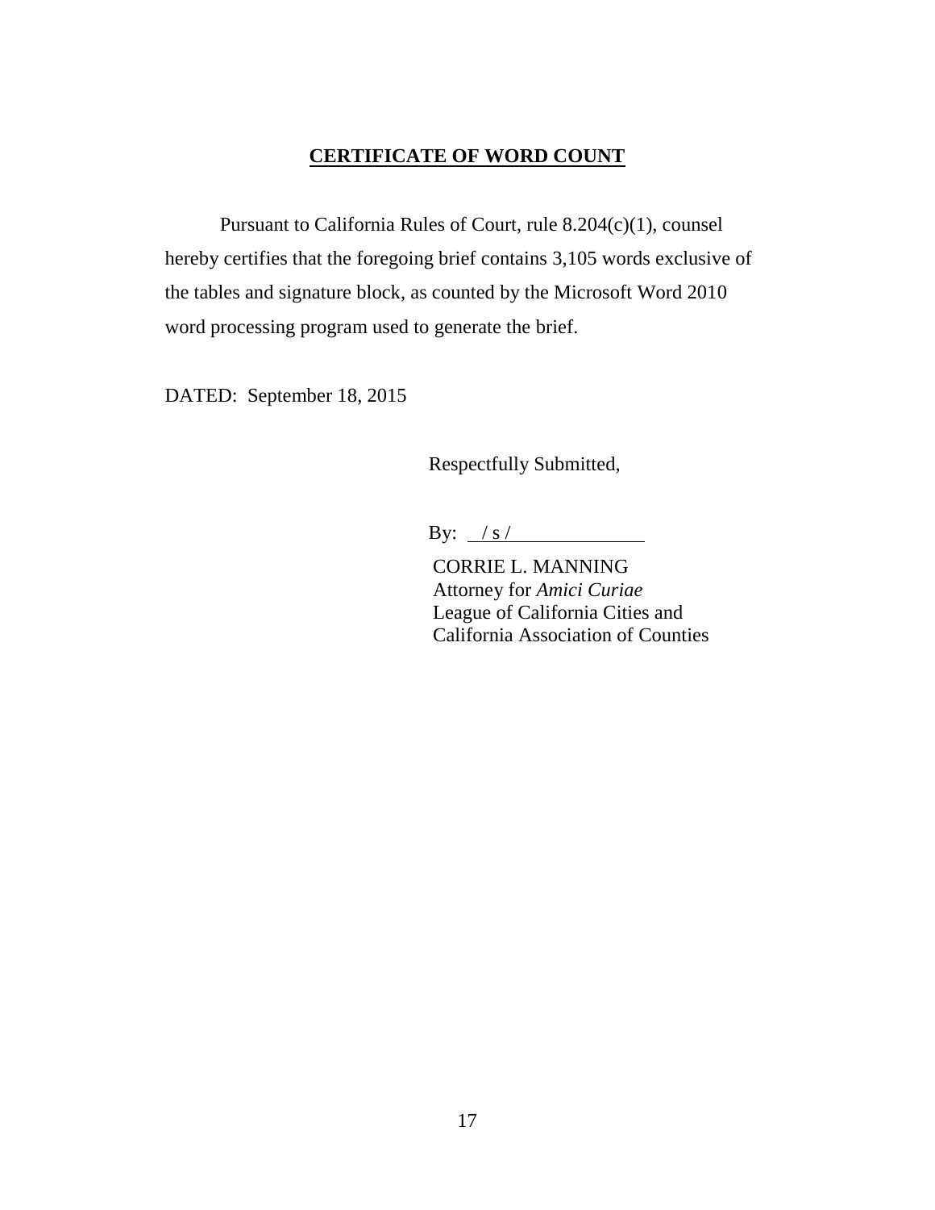## **CERTIFICATE OF WORD COUNT**

Pursuant to California Rules of Court, rule 8.204(c)(1), counsel hereby certifies that the foregoing brief contains 3,105 words exclusive of the tables and signature block, as counted by the Microsoft Word 2010 word processing program used to generate the brief.

DATED: September 18, 2015

Respectfully Submitted,

By: / s /

CORRIE L. MANNING
Attorney for *Amici Curiae*
League of California Cities and
California Association of Counties